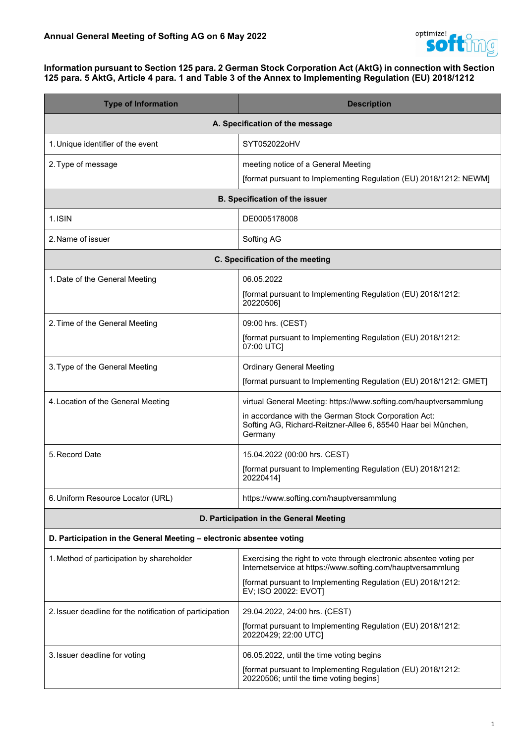**Annual General Meeting of Softing AG on 6 May 2022**

**Information pursuant to Section 125 para. 2 German Stock Corporation Act (AktG) in connection with Section 125 para. 5 AktG, Article 4 para. 1 and Table 3 of the Annex to Implementing Regulation (EU) 2018/1212**

| Type of Information | Description |
|---|---|
| **A. Specification of the message** | |
| 1. Unique identifier of the event | SYT052022oHV |
| 2. Type of message | meeting notice of a General Meeting<br>[format pursuant to Implementing Regulation (EU) 2018/1212: NEWM] |
| **B. Specification of the issuer** | |
| 1. ISIN | DE0005178008 |
| 2. Name of issuer | Softing AG |
| **C. Specification of the meeting** | |
| 1. Date of the General Meeting | 06.05.2022<br>[format pursuant to Implementing Regulation (EU) 2018/1212: 20220506] |
| 2. Time of the General Meeting | 09:00 hrs. (CEST)<br>[format pursuant to Implementing Regulation (EU) 2018/1212: 07:00 UTC] |
| 3. Type of the General Meeting | Ordinary General Meeting<br>[format pursuant to Implementing Regulation (EU) 2018/1212: GMET] |
| 4. Location of the General Meeting | virtual General Meeting: https://www.softing.com/hauptversammlung<br>in accordance with the German Stock Corporation Act: Softing AG, Richard-Reitzner-Allee 6, 85540 Haar bei München, Germany |
| 5. Record Date | 15.04.2022 (00:00 hrs. CEST)<br>[format pursuant to Implementing Regulation (EU) 2018/1212: 20220414] |
| 6. Uniform Resource Locator (URL) | https://www.softing.com/hauptversammlung |
| **D. Participation in the General Meeting** | |
| **D. Participation in the General Meeting – electronic absentee voting** | |
| 1. Method of participation by shareholder | Exercising the right to vote through electronic absentee voting per Internetservice at https://www.softing.com/hauptversammlung<br>[format pursuant to Implementing Regulation (EU) 2018/1212: EV; ISO 20022: EVOT] |
| 2. Issuer deadline for the notification of participation | 29.04.2022, 24:00 hrs. (CEST)<br>[format pursuant to Implementing Regulation (EU) 2018/1212: 20220429; 22:00 UTC] |
| 3. Issuer deadline for voting | 06.05.2022, until the time voting begins<br>[format pursuant to Implementing Regulation (EU) 2018/1212: 20220506; until the time voting begins] |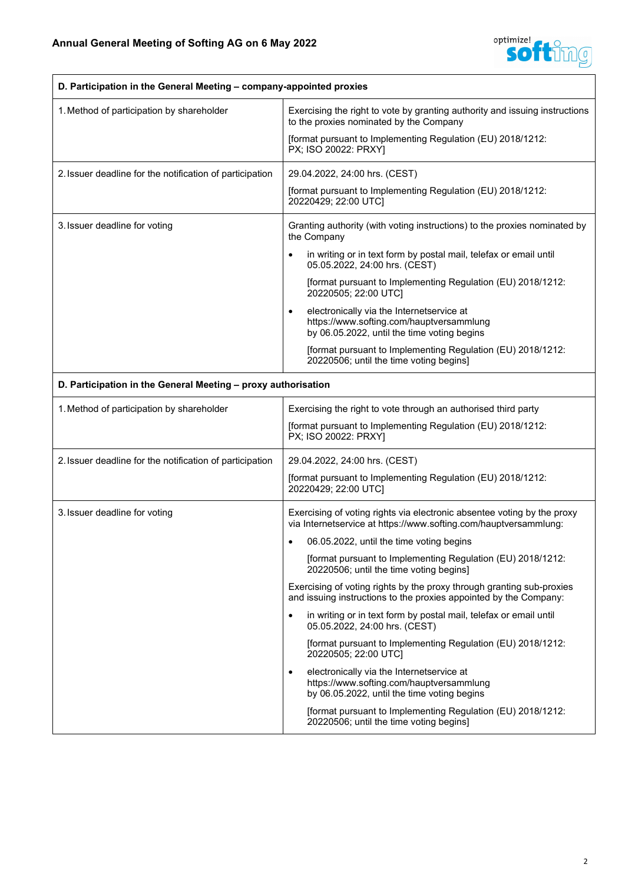| D. Participation in the General Meeting – company-appointed proxies | |
|---|---|
| 1. Method of participation by shareholder | Exercising the right to vote by granting authority and issuing instructions to the proxies nominated by the Company<br><br>[format pursuant to Implementing Regulation (EU) 2018/1212: PX; ISO 20022: PRXY] |
| 2. Issuer deadline for the notification of participation | 29.04.2022, 24:00 hrs. (CEST)<br><br>[format pursuant to Implementing Regulation (EU) 2018/1212: 20220429; 22:00 UTC] |
| 3. Issuer deadline for voting | Granting authority (with voting instructions) to the proxies nominated by the Company<br><br>• in writing or in text form by postal mail, telefax or email until 05.05.2022, 24:00 hrs. (CEST)<br><br>[format pursuant to Implementing Regulation (EU) 2018/1212: 20220505; 22:00 UTC]<br><br>• electronically via the Internetservice at https://www.softing.com/hauptversammlung by 06.05.2022, until the time voting begins<br><br>[format pursuant to Implementing Regulation (EU) 2018/1212: 20220506; until the time voting begins] |

| D. Participation in the General Meeting – proxy authorisation | |
|---|---|
| 1. Method of participation by shareholder | Exercising the right to vote through an authorised third party<br><br>[format pursuant to Implementing Regulation (EU) 2018/1212: PX; ISO 20022: PRXY] |
| 2. Issuer deadline for the notification of participation | 29.04.2022, 24:00 hrs. (CEST)<br><br>[format pursuant to Implementing Regulation (EU) 2018/1212: 20220429; 22:00 UTC] |
| 3. Issuer deadline for voting | Exercising of voting rights via electronic absentee voting by the proxy via Internetservice at https://www.softing.com/hauptversammlung:<br><br>• 06.05.2022, until the time voting begins<br><br>[format pursuant to Implementing Regulation (EU) 2018/1212: 20220506; until the time voting begins]<br><br>Exercising of voting rights by the proxy through granting sub-proxies and issuing instructions to the proxies appointed by the Company:<br><br>• in writing or in text form by postal mail, telefax or email until 05.05.2022, 24:00 hrs. (CEST)<br><br>[format pursuant to Implementing Regulation (EU) 2018/1212: 20220505; 22:00 UTC]<br><br>• electronically via the Internetservice at https://www.softing.com/hauptversammlung by 06.05.2022, until the time voting begins<br><br>[format pursuant to Implementing Regulation (EU) 2018/1212: 20220506; until the time voting begins] |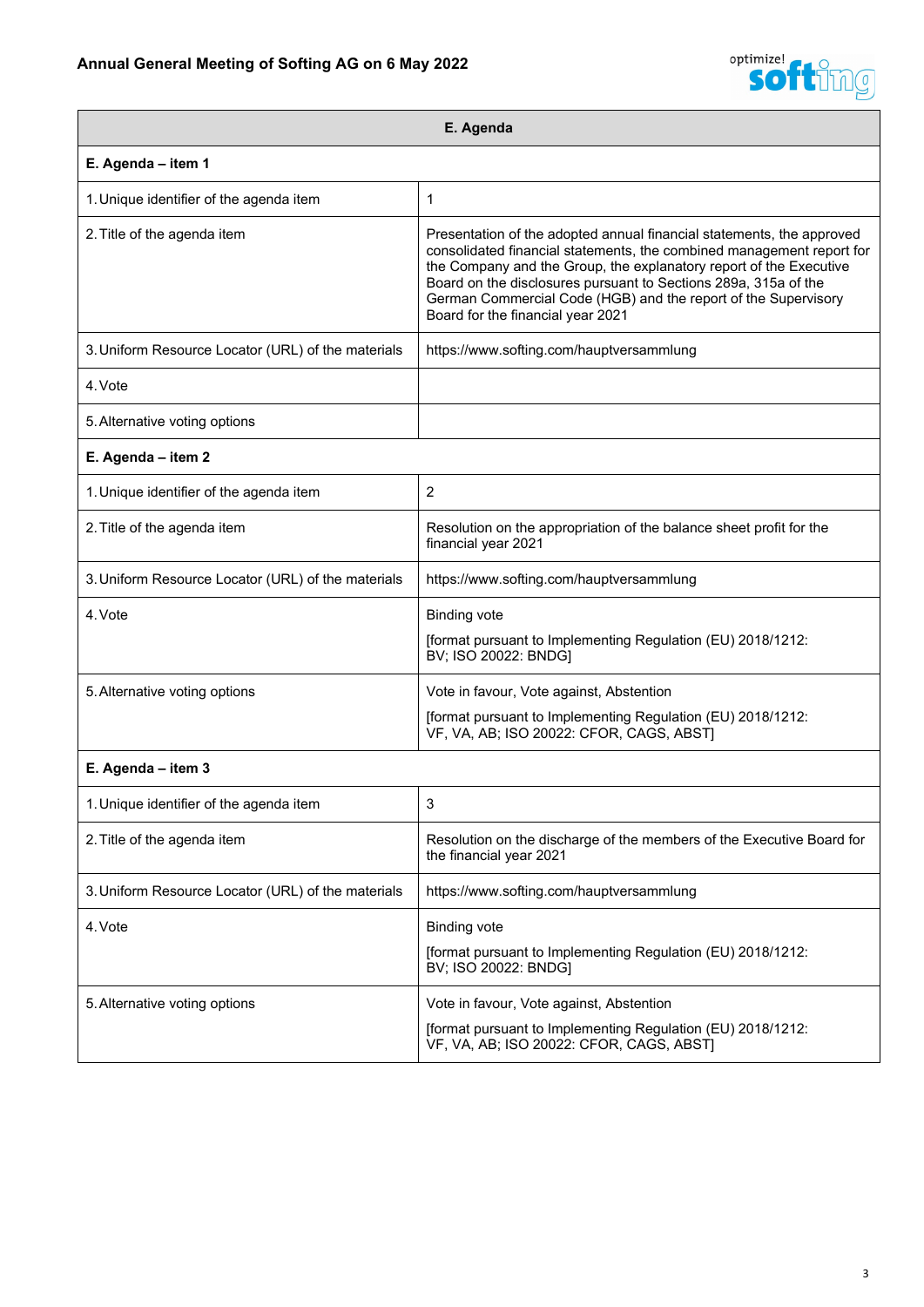| E. Agenda | |
|---|---|
| **E. Agenda – item 1** | |
| 1. Unique identifier of the agenda item | 1 |
| 2. Title of the agenda item | Presentation of the adopted annual financial statements, the approved consolidated financial statements, the combined management report for the Company and the Group, the explanatory report of the Executive Board on the disclosures pursuant to Sections 289a, 315a of the German Commercial Code (HGB) and the report of the Supervisory Board for the financial year 2021 |
| 3. Uniform Resource Locator (URL) of the materials | https://www.softing.com/hauptversammlung |
| 4. Vote | |
| 5. Alternative voting options | |
| **E. Agenda – item 2** | |
| 1. Unique identifier of the agenda item | 2 |
| 2. Title of the agenda item | Resolution on the appropriation of the balance sheet profit for the financial year 2021 |
| 3. Uniform Resource Locator (URL) of the materials | https://www.softing.com/hauptversammlung |
| 4. Vote | Binding vote<br><br>[format pursuant to Implementing Regulation (EU) 2018/1212: BV; ISO 20022: BNDG] |
| 5. Alternative voting options | Vote in favour, Vote against, Abstention<br><br>[format pursuant to Implementing Regulation (EU) 2018/1212: VF, VA, AB; ISO 20022: CFOR, CAGS, ABST] |
| **E. Agenda – item 3** | |
| 1. Unique identifier of the agenda item | 3 |
| 2. Title of the agenda item | Resolution on the discharge of the members of the Executive Board for the financial year 2021 |
| 3. Uniform Resource Locator (URL) of the materials | https://www.softing.com/hauptversammlung |
| 4. Vote | Binding vote<br><br>[format pursuant to Implementing Regulation (EU) 2018/1212: BV; ISO 20022: BNDG] |
| 5. Alternative voting options | Vote in favour, Vote against, Abstention<br><br>[format pursuant to Implementing Regulation (EU) 2018/1212: VF, VA, AB; ISO 20022: CFOR, CAGS, ABST] |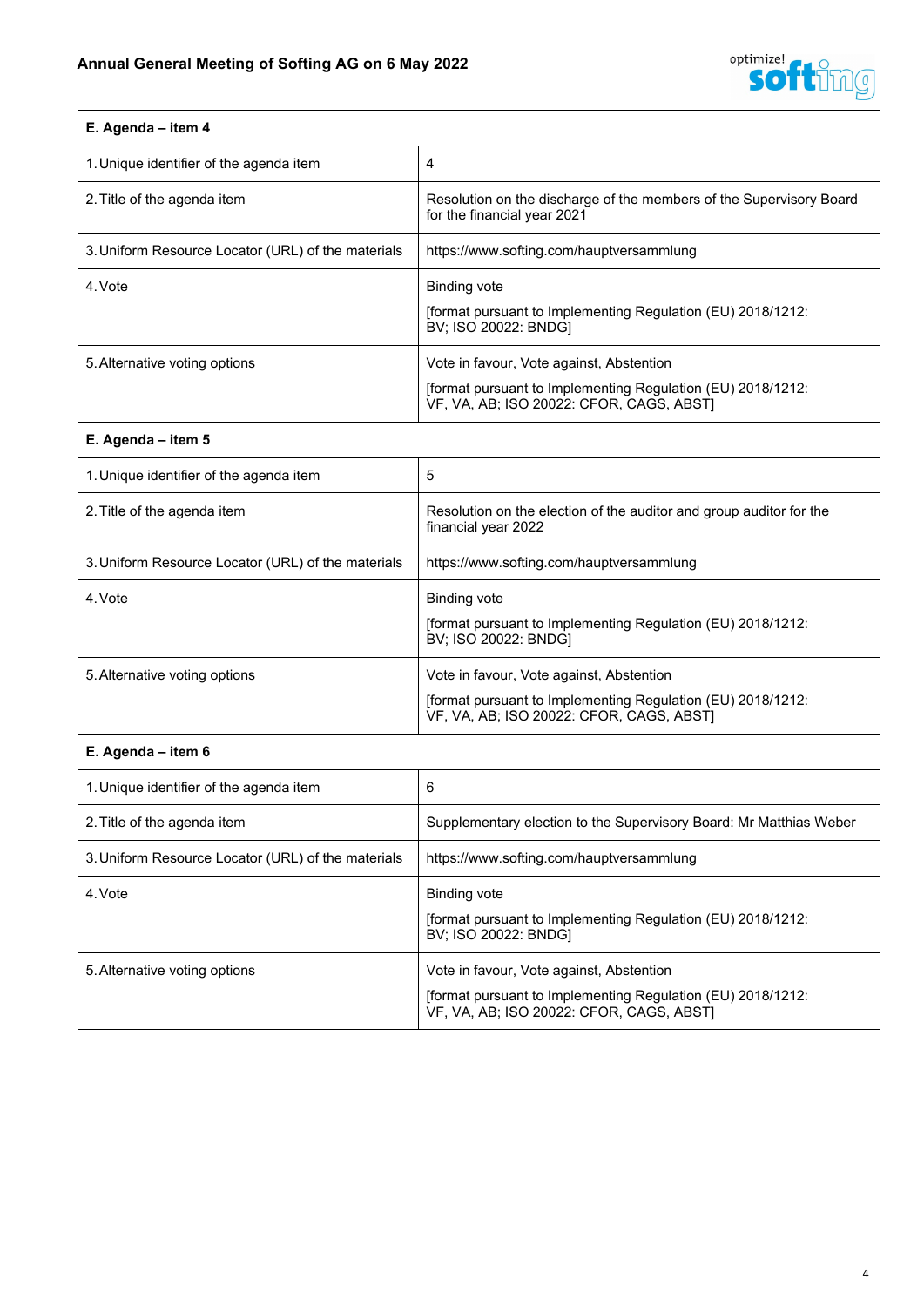| E. Agenda – item 4 | |
|---|---|
| 1. Unique identifier of the agenda item | 4 |
| 2. Title of the agenda item | Resolution on the discharge of the members of the Supervisory Board for the financial year 2021 |
| 3. Uniform Resource Locator (URL) of the materials | https://www.softing.com/hauptversammlung |
| 4. Vote | Binding vote<br><br>[format pursuant to Implementing Regulation (EU) 2018/1212: BV; ISO 20022: BNDG] |
| 5. Alternative voting options | Vote in favour, Vote against, Abstention<br><br>[format pursuant to Implementing Regulation (EU) 2018/1212: VF, VA, AB; ISO 20022: CFOR, CAGS, ABST] |
| **E. Agenda – item 5** | |
| 1. Unique identifier of the agenda item | 5 |
| 2. Title of the agenda item | Resolution on the election of the auditor and group auditor for the financial year 2022 |
| 3. Uniform Resource Locator (URL) of the materials | https://www.softing.com/hauptversammlung |
| 4. Vote | Binding vote<br><br>[format pursuant to Implementing Regulation (EU) 2018/1212: BV; ISO 20022: BNDG] |
| 5. Alternative voting options | Vote in favour, Vote against, Abstention<br><br>[format pursuant to Implementing Regulation (EU) 2018/1212: VF, VA, AB; ISO 20022: CFOR, CAGS, ABST] |
| **E. Agenda – item 6** | |
| 1. Unique identifier of the agenda item | 6 |
| 2. Title of the agenda item | Supplementary election to the Supervisory Board: Mr Matthias Weber |
| 3. Uniform Resource Locator (URL) of the materials | https://www.softing.com/hauptversammlung |
| 4. Vote | Binding vote<br><br>[format pursuant to Implementing Regulation (EU) 2018/1212: BV; ISO 20022: BNDG] |
| 5. Alternative voting options | Vote in favour, Vote against, Abstention<br><br>[format pursuant to Implementing Regulation (EU) 2018/1212: VF, VA, AB; ISO 20022: CFOR, CAGS, ABST] |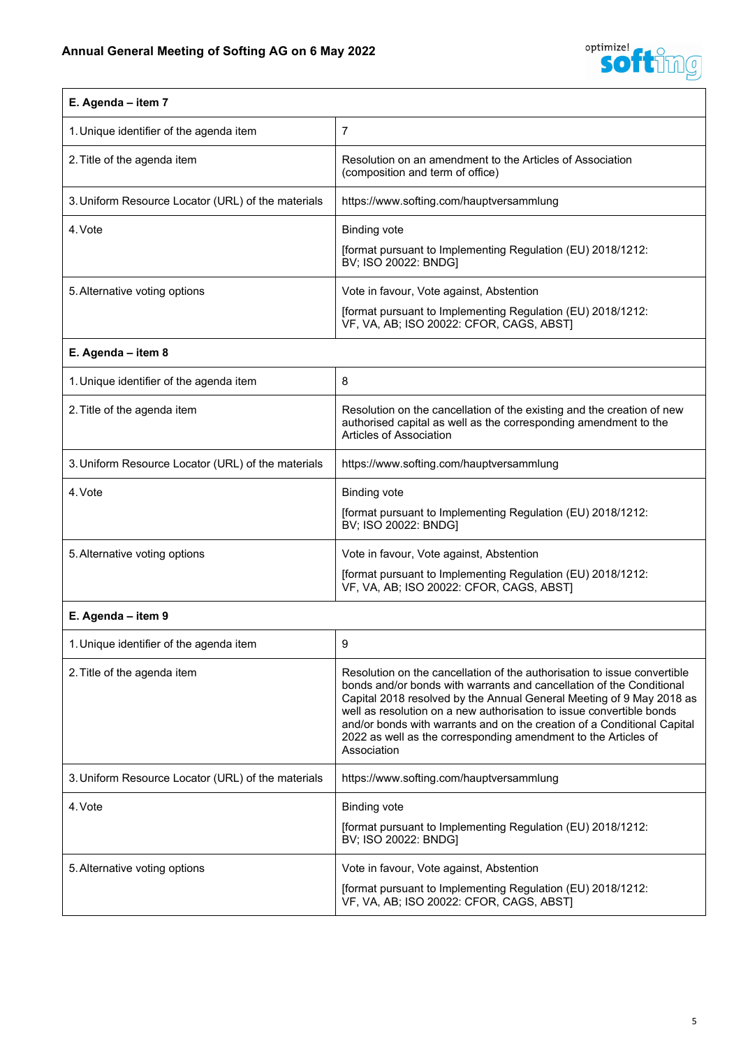| E. Agenda – item 7 | |
|---|---|
| 1. Unique identifier of the agenda item | 7 |
| 2. Title of the agenda item | Resolution on an amendment to the Articles of Association (composition and term of office) |
| 3. Uniform Resource Locator (URL) of the materials | https://www.softing.com/hauptversammlung |
| 4. Vote | Binding vote<br><br>[format pursuant to Implementing Regulation (EU) 2018/1212: BV; ISO 20022: BNDG] |
| 5. Alternative voting options | Vote in favour, Vote against, Abstention<br><br>[format pursuant to Implementing Regulation (EU) 2018/1212: VF, VA, AB; ISO 20022: CFOR, CAGS, ABST] |

| E. Agenda – item 8 | |
|---|---|
| 1. Unique identifier of the agenda item | 8 |
| 2. Title of the agenda item | Resolution on the cancellation of the existing and the creation of new authorised capital as well as the corresponding amendment to the Articles of Association |
| 3. Uniform Resource Locator (URL) of the materials | https://www.softing.com/hauptversammlung |
| 4. Vote | Binding vote<br><br>[format pursuant to Implementing Regulation (EU) 2018/1212: BV; ISO 20022: BNDG] |
| 5. Alternative voting options | Vote in favour, Vote against, Abstention<br><br>[format pursuant to Implementing Regulation (EU) 2018/1212: VF, VA, AB; ISO 20022: CFOR, CAGS, ABST] |

| E. Agenda – item 9 | |
|---|---|
| 1. Unique identifier of the agenda item | 9 |
| 2. Title of the agenda item | Resolution on the cancellation of the authorisation to issue convertible bonds and/or bonds with warrants and cancellation of the Conditional Capital 2018 resolved by the Annual General Meeting of 9 May 2018 as well as resolution on a new authorisation to issue convertible bonds and/or bonds with warrants and on the creation of a Conditional Capital 2022 as well as the corresponding amendment to the Articles of Association |
| 3. Uniform Resource Locator (URL) of the materials | https://www.softing.com/hauptversammlung |
| 4. Vote | Binding vote<br><br>[format pursuant to Implementing Regulation (EU) 2018/1212: BV; ISO 20022: BNDG] |
| 5. Alternative voting options | Vote in favour, Vote against, Abstention<br><br>[format pursuant to Implementing Regulation (EU) 2018/1212: VF, VA, AB; ISO 20022: CFOR, CAGS, ABST] |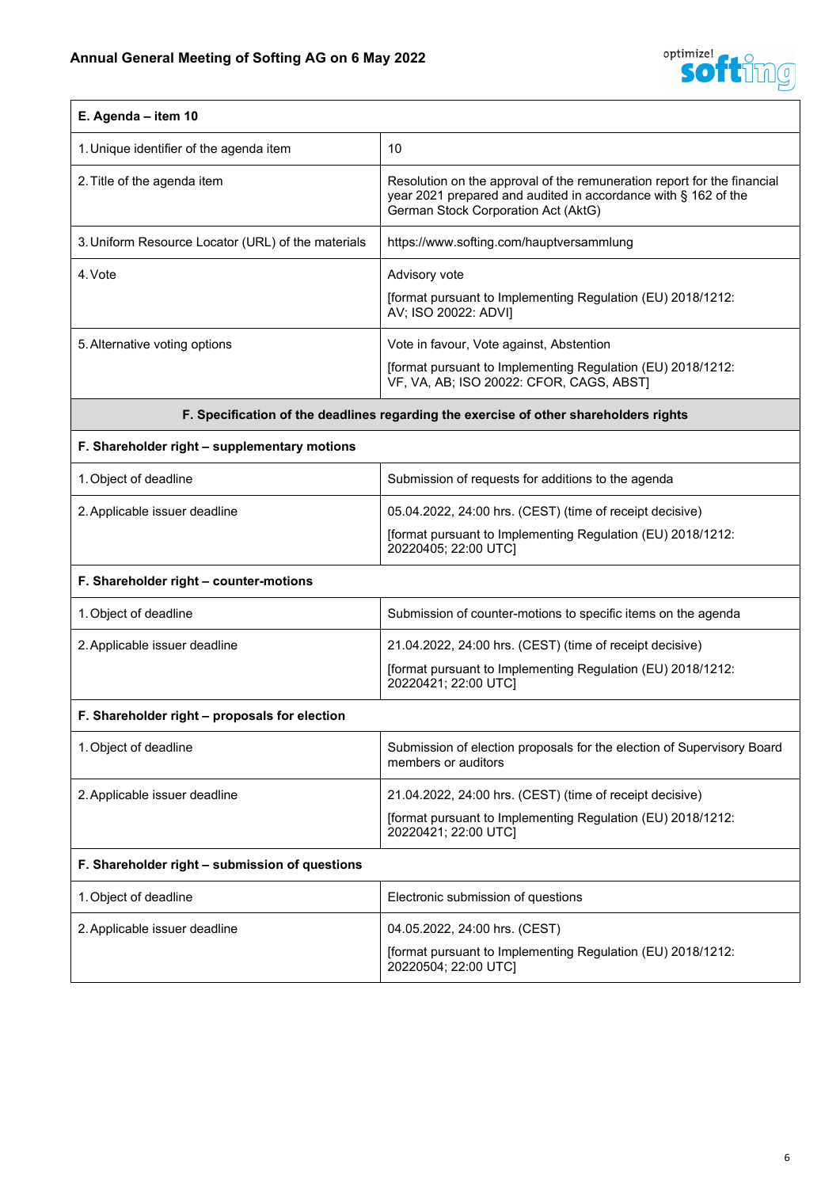| E. Agenda – item 10 | |
|---|---|
| 1. Unique identifier of the agenda item | 10 |
| 2. Title of the agenda item | Resolution on the approval of the remuneration report for the financial year 2021 prepared and audited in accordance with § 162 of the German Stock Corporation Act (AktG) |
| 3. Uniform Resource Locator (URL) of the materials | https://www.softing.com/hauptversammlung |
| 4. Vote | Advisory vote<br><br>[format pursuant to Implementing Regulation (EU) 2018/1212: AV; ISO 20022: ADVI] |
| 5. Alternative voting options | Vote in favour, Vote against, Abstention<br><br>[format pursuant to Implementing Regulation (EU) 2018/1212: VF, VA, AB; ISO 20022: CFOR, CAGS, ABST] |

**F. Specification of the deadlines regarding the exercise of other shareholders rights**

| F. Shareholder right – supplementary motions | |
|---|---|
| 1. Object of deadline | Submission of requests for additions to the agenda |
| 2. Applicable issuer deadline | 05.04.2022, 24:00 hrs. (CEST) (time of receipt decisive)<br><br>[format pursuant to Implementing Regulation (EU) 2018/1212: 20220405; 22:00 UTC] |

| F. Shareholder right – counter-motions | |
|---|---|
| 1. Object of deadline | Submission of counter-motions to specific items on the agenda |
| 2. Applicable issuer deadline | 21.04.2022, 24:00 hrs. (CEST) (time of receipt decisive)<br><br>[format pursuant to Implementing Regulation (EU) 2018/1212: 20220421; 22:00 UTC] |

| F. Shareholder right – proposals for election | |
|---|---|
| 1. Object of deadline | Submission of election proposals for the election of Supervisory Board members or auditors |
| 2. Applicable issuer deadline | 21.04.2022, 24:00 hrs. (CEST) (time of receipt decisive)<br><br>[format pursuant to Implementing Regulation (EU) 2018/1212: 20220421; 22:00 UTC] |

| F. Shareholder right – submission of questions | |
|---|---|
| 1. Object of deadline | Electronic submission of questions |
| 2. Applicable issuer deadline | 04.05.2022, 24:00 hrs. (CEST)<br><br>[format pursuant to Implementing Regulation (EU) 2018/1212: 20220504; 22:00 UTC] |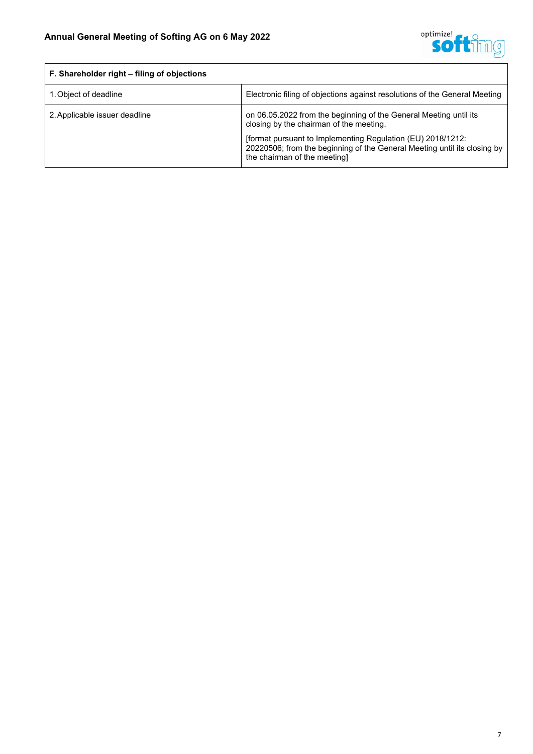| F. Shareholder right – filing of objections | |
|---|---|
| 1. Object of deadline | Electronic filing of objections against resolutions of the General Meeting |
| 2. Applicable issuer deadline | on 06.05.2022 from the beginning of the General Meeting until its closing by the chairman of the meeting.<br><br>[format pursuant to Implementing Regulation (EU) 2018/1212: 20220506; from the beginning of the General Meeting until its closing by the chairman of the meeting] |